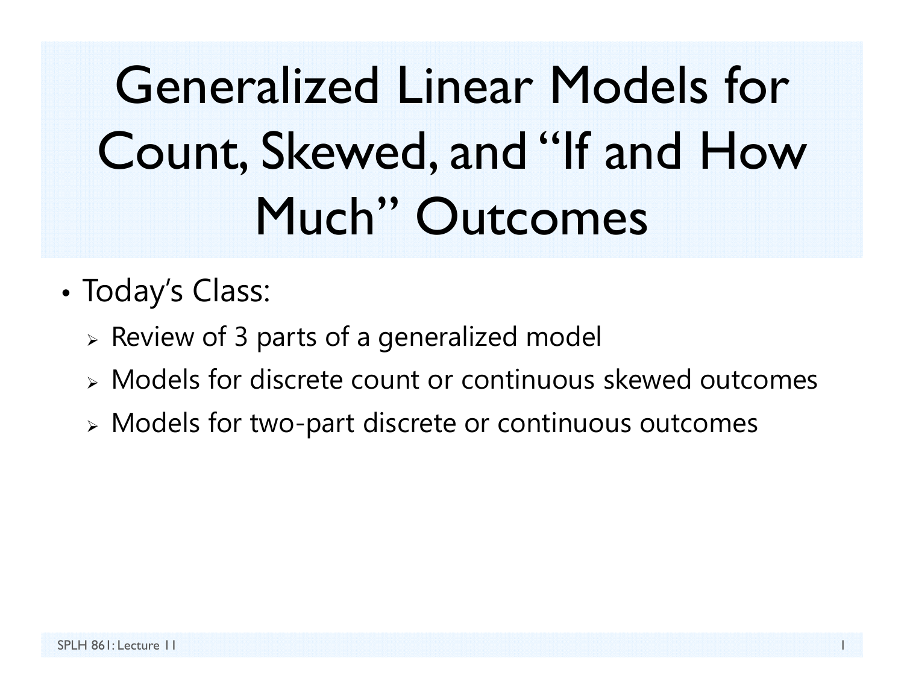# Generalized Linear Models for Count, Skewed, and "If and How Much" Outcomes

- Today's Class:
  - Review of 3 parts of a generalized model
  - Models for discrete count or continuous skewed outcomes
  - Models for two-part discrete or continuous outcomes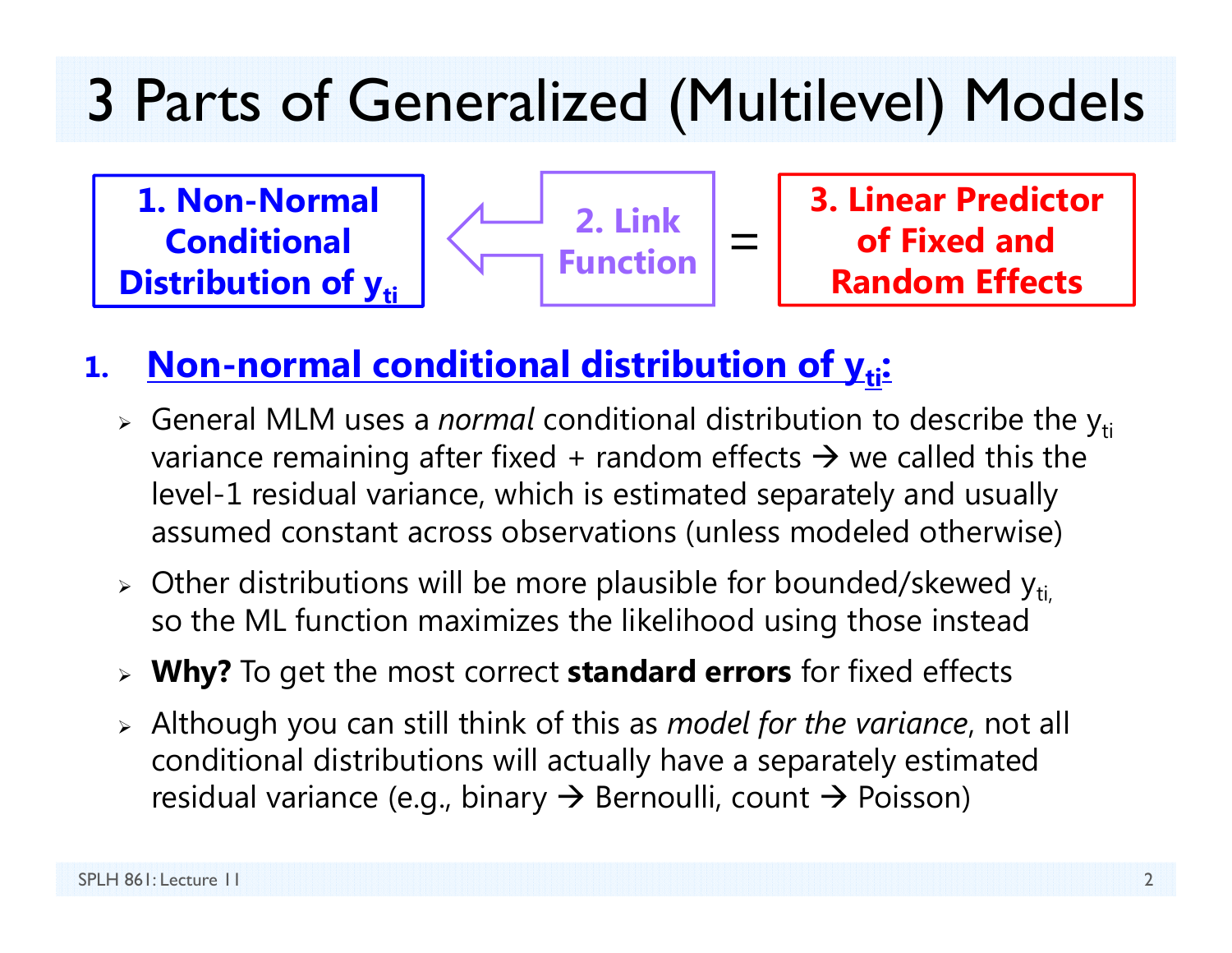# 3 Parts of Generalized (Multilevel) Models

**1. Non-Normal Conditional Distribution of $y_{ti}$** ⇐ **2. Link Function** = **3. Linear Predictor of Fixed and Random Effects**

1. **Non-normal conditional distribution of $y_{ti}$:**
   - General MLM uses a *normal* conditional distribution to describe the $y_{ti}$ variance remaining after fixed + random effects → we called this the level-1 residual variance, which is estimated separately and usually assumed constant across observations (unless modeled otherwise)
   - Other distributions will be more plausible for bounded/skewed $y_{ti}$, so the ML function maximizes the likelihood using those instead
   - **Why?** To get the most correct **standard errors** for fixed effects
   - Although you can still think of this as *model for the variance*, not all conditional distributions will actually have a separately estimated residual variance (e.g., binary → Bernoulli, count → Poisson)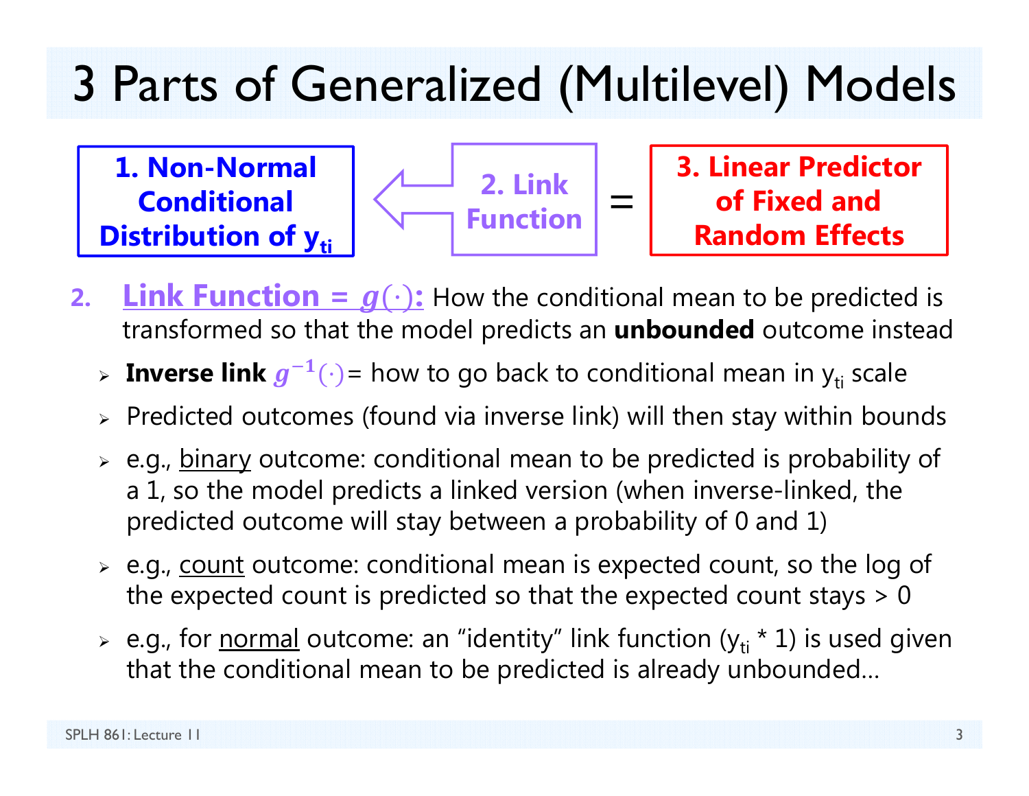# 3 Parts of Generalized (Multilevel) Models

**1. Non-Normal Conditional Distribution of $y_{ti}$** ⇐ **2. Link Function** = **3. Linear Predictor of Fixed and Random Effects**

2. **Link Function = $g(\cdot)$:** How the conditional mean to be predicted is transformed so that the model predicts an **unbounded** outcome instead
   - **Inverse link $g^{-1}(\cdot)$** = how to go back to conditional mean in $y_{ti}$ scale
   - Predicted outcomes (found via inverse link) will then stay within bounds
   - e.g., binary outcome: conditional mean to be predicted is probability of a 1, so the model predicts a linked version (when inverse-linked, the predicted outcome will stay between a probability of 0 and 1)
   - e.g., count outcome: conditional mean is expected count, so the log of the expected count is predicted so that the expected count stays > 0
   - e.g., for normal outcome: an "identity" link function ($y_{ti}$ * 1) is used given that the conditional mean to be predicted is already unbounded…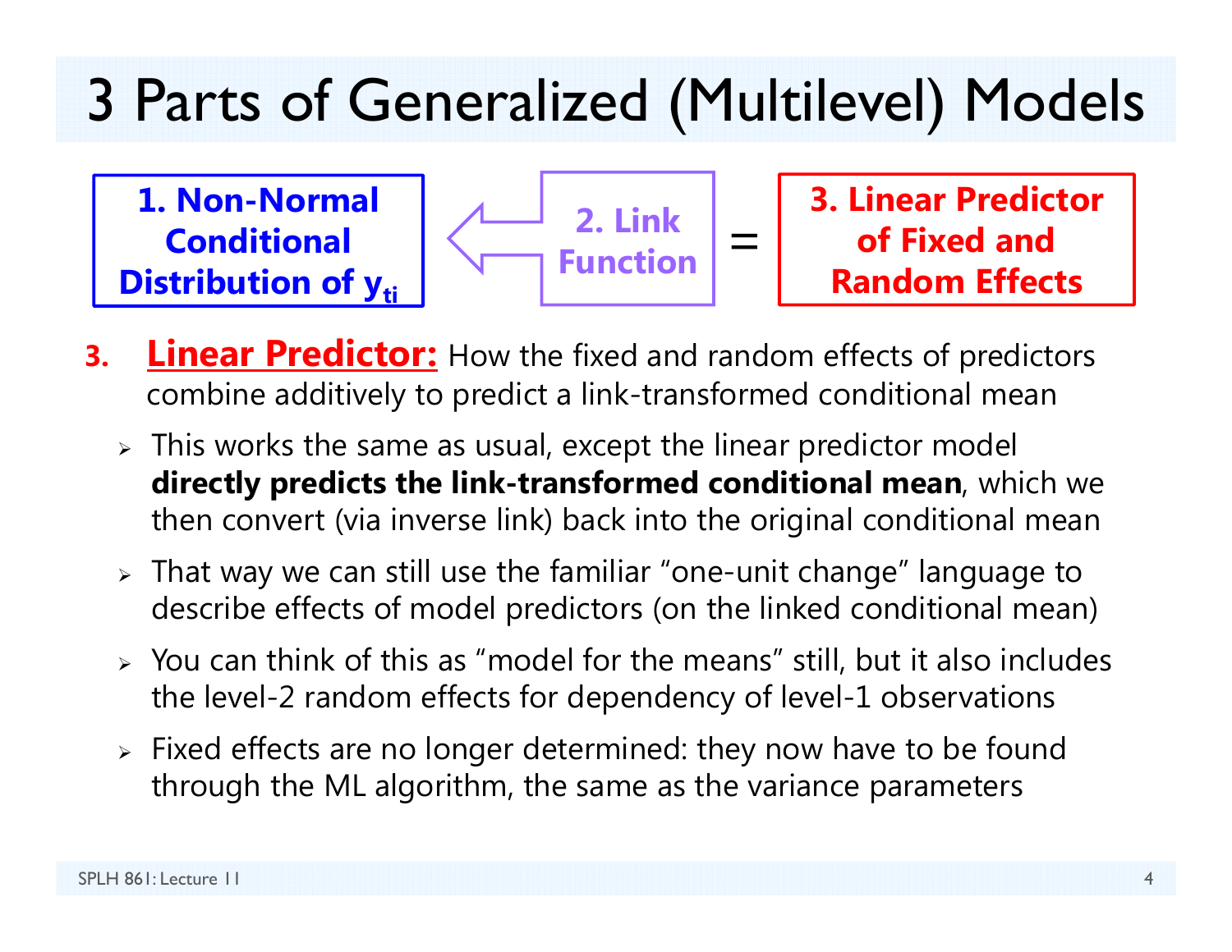# 3 Parts of Generalized (Multilevel) Models

**1. Non-Normal Conditional Distribution of $y_{ti}$** ⇦ **2. Link Function** = **3. Linear Predictor of Fixed and Random Effects**

3. **Linear Predictor:** How the fixed and random effects of predictors combine additively to predict a link-transformed conditional mean
   - This works the same as usual, except the linear predictor model **directly predicts the link-transformed conditional mean**, which we then convert (via inverse link) back into the original conditional mean
   - That way we can still use the familiar "one-unit change" language to describe effects of model predictors (on the linked conditional mean)
   - You can think of this as "model for the means" still, but it also includes the level-2 random effects for dependency of level-1 observations
   - Fixed effects are no longer determined: they now have to be found through the ML algorithm, the same as the variance parameters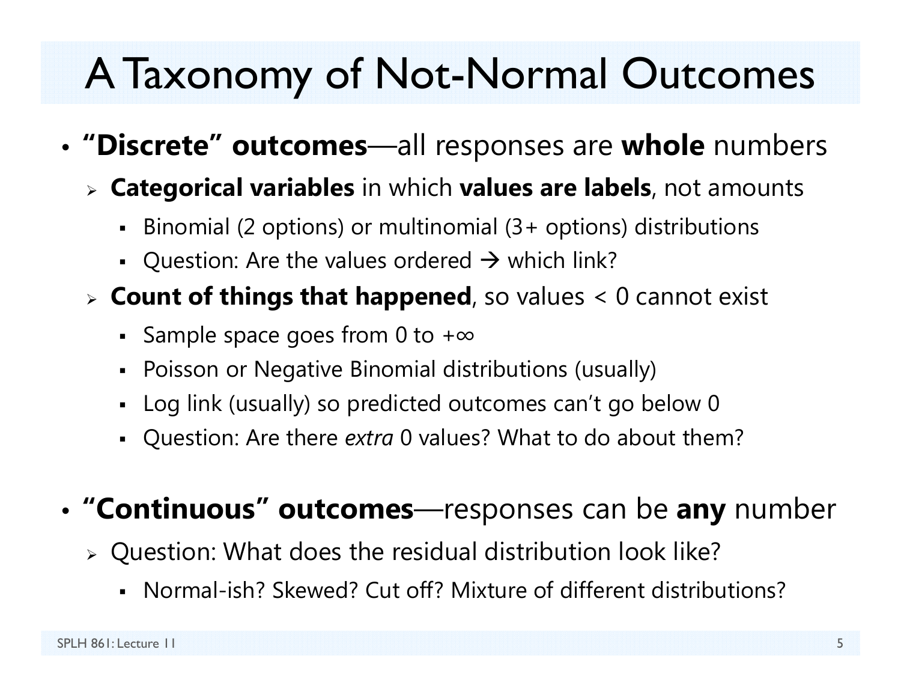# A Taxonomy of Not-Normal Outcomes

- **"Discrete" outcomes**—all responses are **whole** numbers
  - **Categorical variables** in which **values are labels**, not amounts
    - Binomial (2 options) or multinomial (3+ options) distributions
    - Question: Are the values ordered → which link?
  - **Count of things that happened**, so values < 0 cannot exist
    - Sample space goes from 0 to +∞
    - Poisson or Negative Binomial distributions (usually)
    - Log link (usually) so predicted outcomes can't go below 0
    - Question: Are there *extra* 0 values? What to do about them?

- **"Continuous" outcomes**—responses can be **any** number
  - Question: What does the residual distribution look like?
    - Normal-ish? Skewed? Cut off? Mixture of different distributions?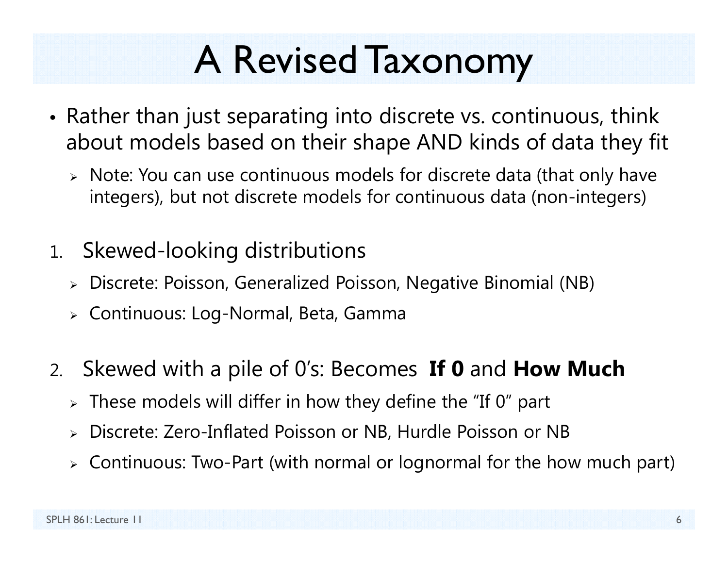# A Revised Taxonomy

- Rather than just separating into discrete vs. continuous, think about models based on their shape AND kinds of data they fit
  - Note: You can use continuous models for discrete data (that only have integers), but not discrete models for continuous data (non-integers)

1. Skewed-looking distributions
   - Discrete: Poisson, Generalized Poisson, Negative Binomial (NB)
   - Continuous: Log-Normal, Beta, Gamma

2. Skewed with a pile of 0's: Becomes **If 0** and **How Much**
   - These models will differ in how they define the "If 0" part
   - Discrete: Zero-Inflated Poisson or NB, Hurdle Poisson or NB
   - Continuous: Two-Part (with normal or lognormal for the how much part)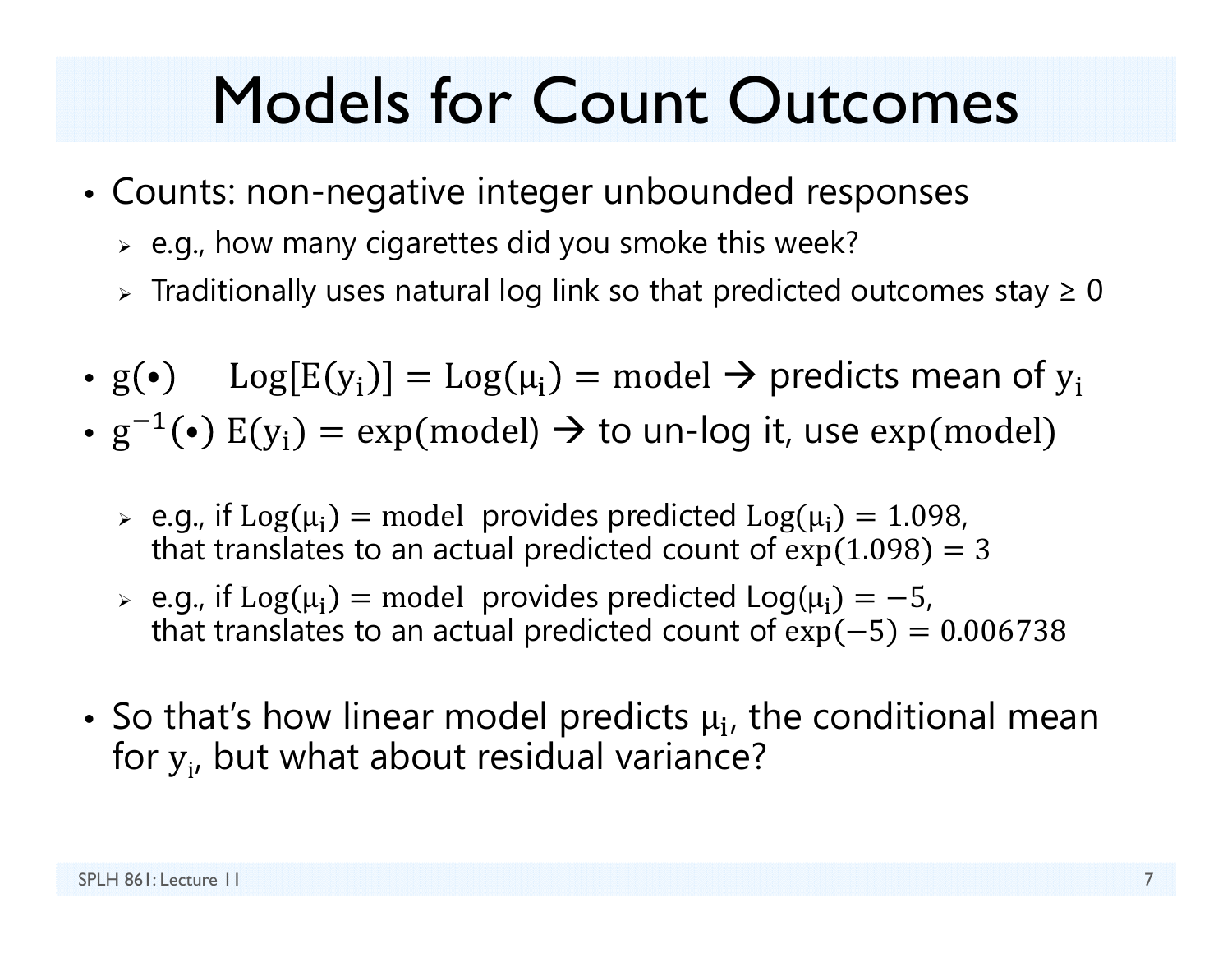# Models for Count Outcomes

- Counts: non-negative integer unbounded responses
  - e.g., how many cigarettes did you smoke this week?
  - Traditionally uses natural log link so that predicted outcomes stay ≥ 0

- $g(\bullet)$ $\quad \mathrm{Log}[\mathrm{E}(y_i)] = \mathrm{Log}(\mu_i) = \mathrm{model}$ → predicts mean of $y_i$
- $g^{-1}(\bullet)$ $\mathrm{E}(y_i) = \exp(\mathrm{model})$ → to un-log it, use $\exp(\mathrm{model})$

  - e.g., if $\mathrm{Log}(\mu_i) = \mathrm{model}$ provides predicted $\mathrm{Log}(\mu_i) = 1.098$, that translates to an actual predicted count of $\exp(1.098) = 3$
  - e.g., if $\mathrm{Log}(\mu_i) = \mathrm{model}$ provides predicted $\mathrm{Log}(\mu_i) = -5$, that translates to an actual predicted count of $\exp(-5) = 0.006738$

- So that's how linear model predicts $\mu_i$, the conditional mean for $y_i$, but what about residual variance?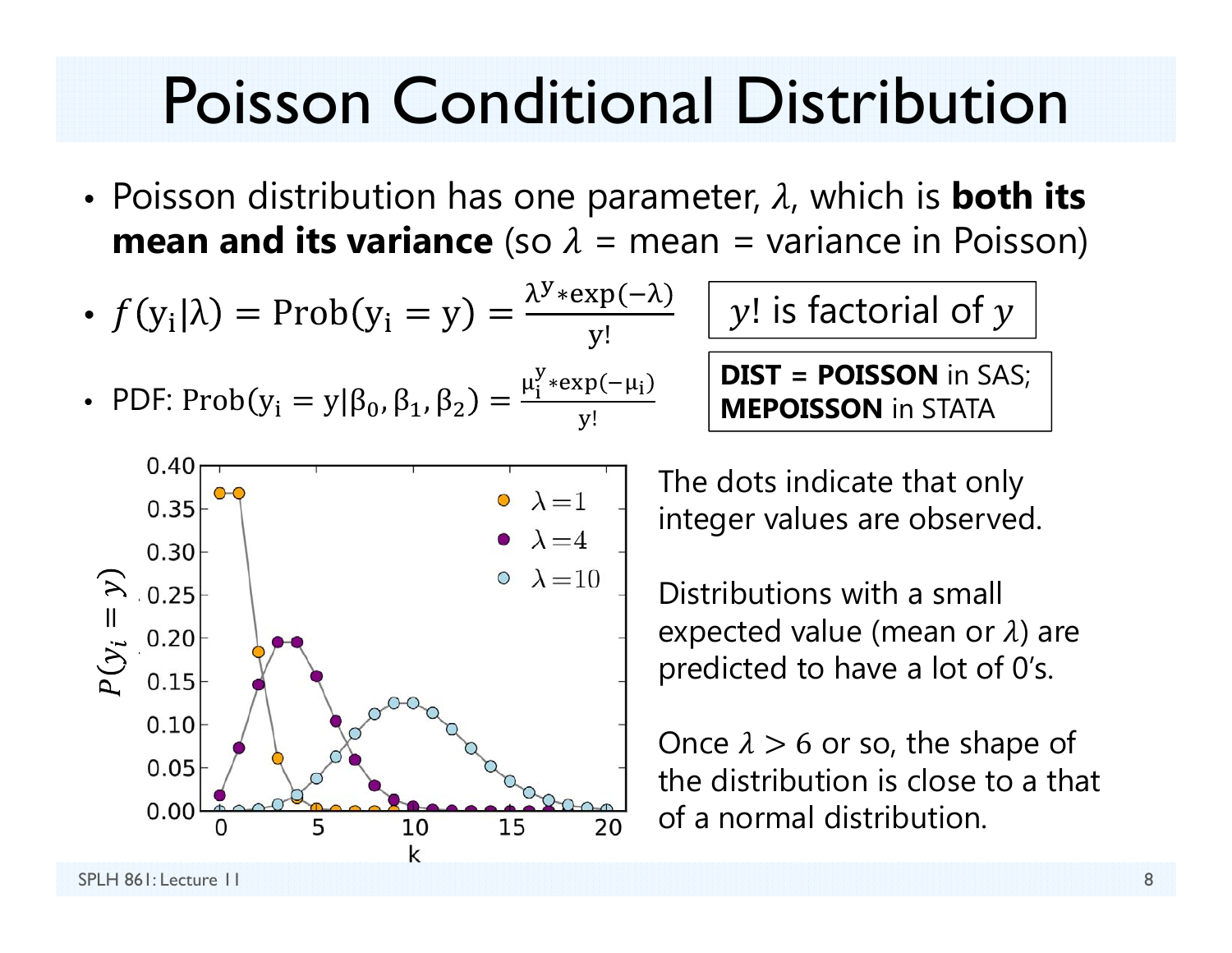# Poisson Conditional Distribution

- Poisson distribution has one parameter, $\lambda$, which is **both its mean and its variance** (so $\lambda$ = mean = variance in Poisson)
- $f(y_i|\lambda) = \text{Prob}(y_i = y) = \frac{\lambda^y * \exp(-\lambda)}{y!}$
- PDF: $\text{Prob}(y_i = y|\beta_0, \beta_1, \beta_2) = \frac{\mu_i^y * \exp(-\mu_i)}{y!}$

$y!$ is factorial of $y$

**DIST = POISSON** in SAS; **MEPOISSON** in STATA

The dots indicate that only integer values are observed.

Distributions with a small expected value (mean or $\lambda$) are predicted to have a lot of 0's.

Once $\lambda > 6$ or so, the shape of the distribution is close to a that of a normal distribution.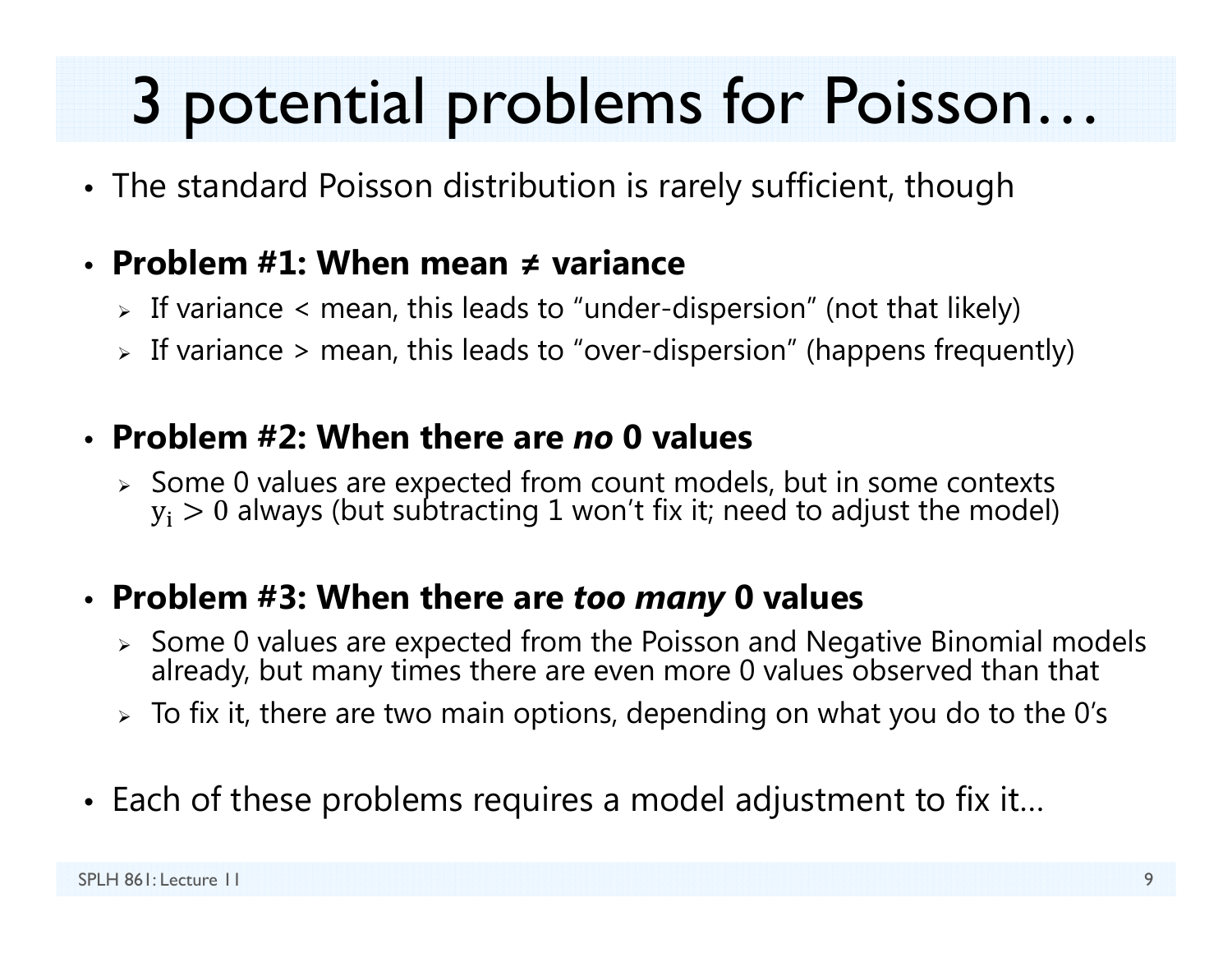# 3 potential problems for Poisson…

- The standard Poisson distribution is rarely sufficient, though
- **Problem #1: When mean ≠ variance**
  - If variance < mean, this leads to "under-dispersion" (not that likely)
  - If variance > mean, this leads to "over-dispersion" (happens frequently)
- **Problem #2: When there are *no* 0 values**
  - Some 0 values are expected from count models, but in some contexts $y_i > 0$ always (but subtracting 1 won't fix it; need to adjust the model)
- **Problem #3: When there are *too many* 0 values**
  - Some 0 values are expected from the Poisson and Negative Binomial models already, but many times there are even more 0 values observed than that
  - To fix it, there are two main options, depending on what you do to the 0's
- Each of these problems requires a model adjustment to fix it…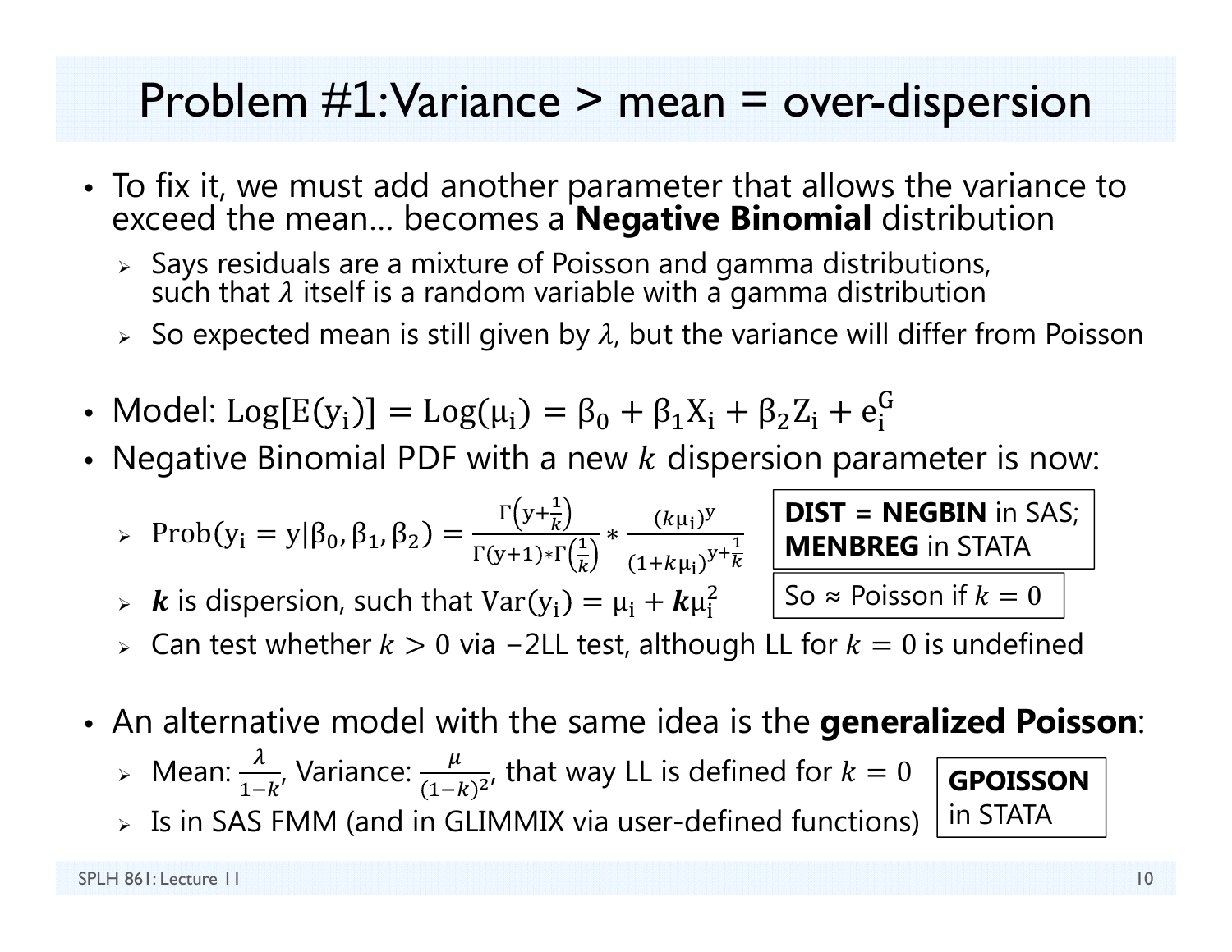# Problem #1: Variance > mean = over-dispersion

- To fix it, we must add another parameter that allows the variance to exceed the mean… becomes a **Negative Binomial** distribution
  - Says residuals are a mixture of Poisson and gamma distributions, such that $\lambda$ itself is a random variable with a gamma distribution
  - So expected mean is still given by $\lambda$, but the variance will differ from Poisson

- Model: $\text{Log}[\text{E}(\text{y}_\text{i})] = \text{Log}(\mu_\text{i}) = \beta_0 + \beta_1\text{X}_\text{i} + \beta_2\text{Z}_\text{i} + \text{e}_\text{i}^\text{G}$
- Negative Binomial PDF with a new $k$ dispersion parameter is now:
  - $\text{Prob}(\text{y}_\text{i} = \text{y}|\beta_0, \beta_1, \beta_2) = \frac{\Gamma\left(\text{y}+\frac{1}{k}\right)}{\Gamma(\text{y}+1)*\Gamma\left(\frac{1}{k}\right)} * \frac{(k\mu_\text{i})^\text{y}}{(1+k\mu_\text{i})^{\text{y}+\frac{1}{k}}}$
  - $\boldsymbol{k}$ is dispersion, such that $\text{Var}(\text{y}_\text{i}) = \mu_\text{i} + \boldsymbol{k}\mu_\text{i}^2$
  - Can test whether $k > 0$ via $-2$LL test, although LL for $k = 0$ is undefined

**DIST = NEGBIN** in SAS; **MENBREG** in STATA

So ≈ Poisson if $k = 0$

- An alternative model with the same idea is the **generalized Poisson**:
  - Mean: $\frac{\lambda}{1-k}$, Variance: $\frac{\mu}{(1-k)^2}$, that way LL is defined for $k = 0$
  - Is in SAS FMM (and in GLIMMIX via user-defined functions)

**GPOISSON** in STATA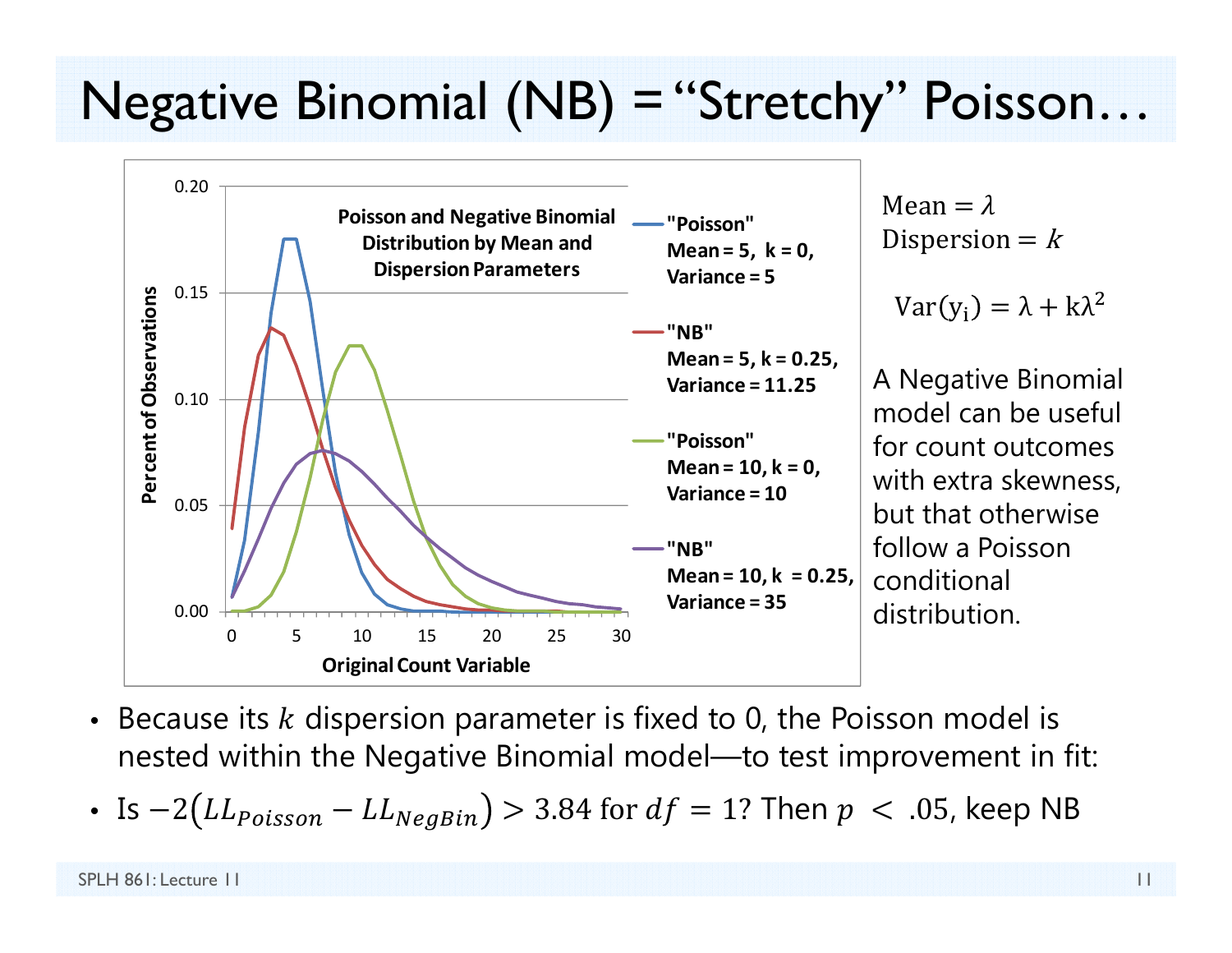# Negative Binomial (NB) = "Stretchy" Poisson…

**Poisson and Negative Binomial Distribution by Mean and Dispersion Parameters**

- "Poisson" Mean = 5, k = 0, Variance = 5
- "NB" Mean = 5, k = 0.25, Variance = 11.25
- "Poisson" Mean = 10, k = 0, Variance = 10
- "NB" Mean = 10, k = 0.25, Variance = 35

Percent of Observations (y-axis: 0.00 to 0.20); Original Count Variable (x-axis: 0 to 30)

$\text{Mean} = \lambda$

$\text{Dispersion} = k$

$$\text{Var}(y_i) = \lambda + k\lambda^2$$

A Negative Binomial model can be useful for count outcomes with extra skewness, but that otherwise follow a Poisson conditional distribution.

- Because its $k$ dispersion parameter is fixed to 0, the Poisson model is nested within the Negative Binomial model—to test improvement in fit:
- Is $-2(LL_{Poisson} - LL_{NegBin}) > 3.84$ for $df = 1$? Then $p < .05$, keep NB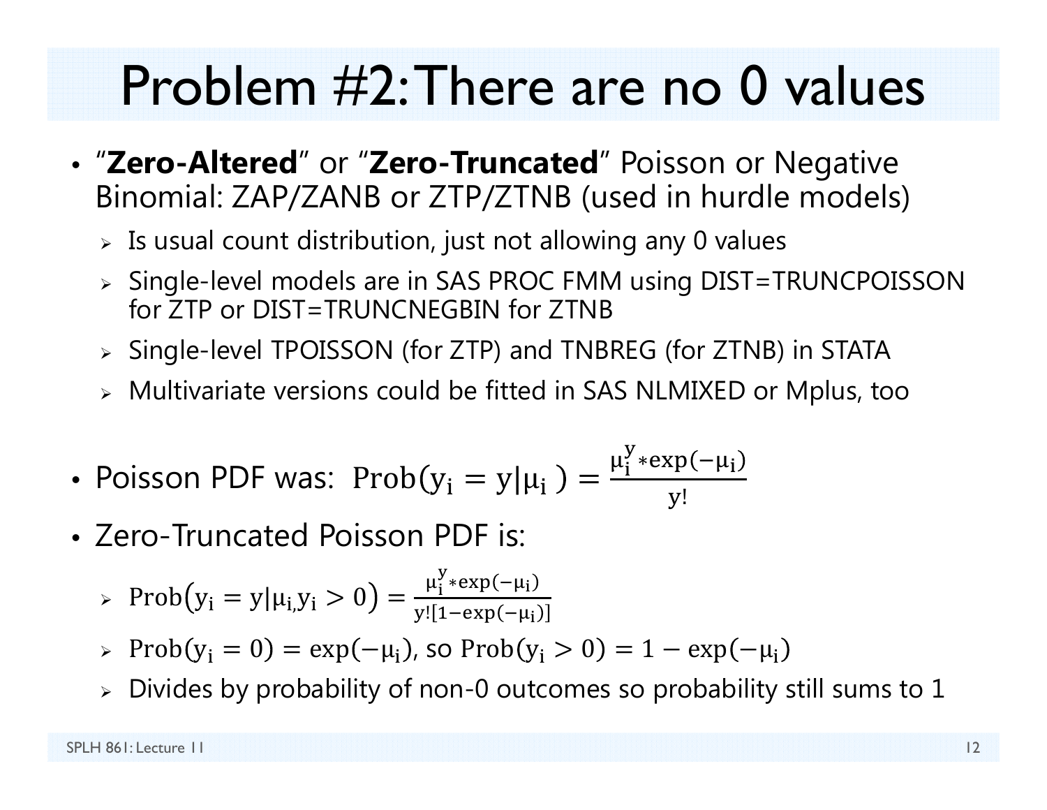# Problem #2: There are no 0 values

- "**Zero-Altered**" or "**Zero-Truncated**" Poisson or Negative Binomial: ZAP/ZANB or ZTP/ZTNB (used in hurdle models)
  - Is usual count distribution, just not allowing any 0 values
  - Single-level models are in SAS PROC FMM using DIST=TRUNCPOISSON for ZTP or DIST=TRUNCNEGBIN for ZTNB
  - Single-level TPOISSON (for ZTP) and TNBREG (for ZTNB) in STATA
  - Multivariate versions could be fitted in SAS NLMIXED or Mplus, too

- Poisson PDF was: $\text{Prob}(y_i = y|\mu_i) = \frac{\mu_i^y * \exp(-\mu_i)}{y!}$
- Zero-Truncated Poisson PDF is:
  - $\text{Prob}(y_i = y|\mu_i, y_i > 0) = \frac{\mu_i^y * \exp(-\mu_i)}{y![1-\exp(-\mu_i)]}$
  - $\text{Prob}(y_i = 0) = \exp(-\mu_i)$, so $\text{Prob}(y_i > 0) = 1 - \exp(-\mu_i)$
  - Divides by probability of non-0 outcomes so probability still sums to 1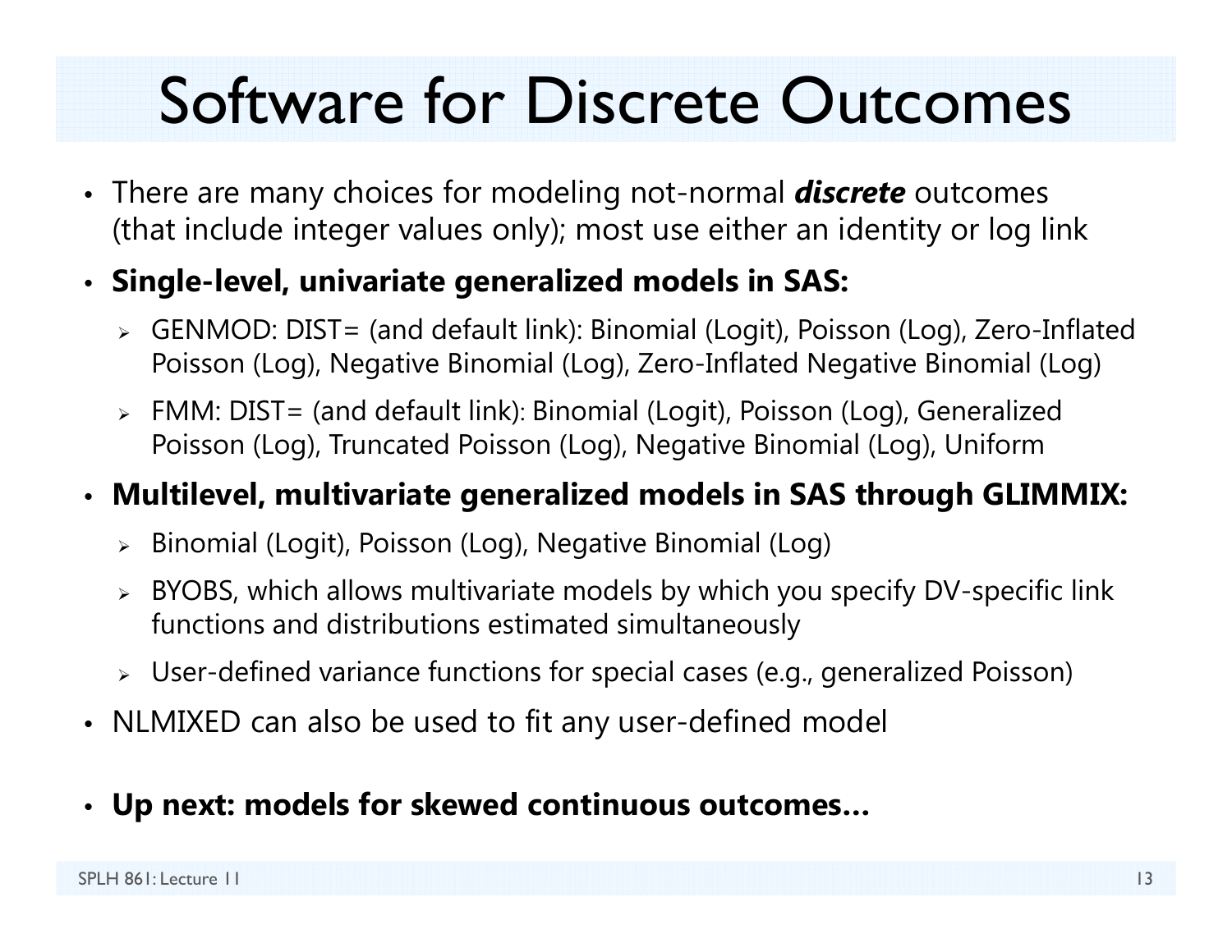# Software for Discrete Outcomes

- There are many choices for modeling not-normal ***discrete*** outcomes (that include integer values only); most use either an identity or log link
- **Single-level, univariate generalized models in SAS:**
  - GENMOD: DIST= (and default link): Binomial (Logit), Poisson (Log), Zero-Inflated Poisson (Log), Negative Binomial (Log), Zero-Inflated Negative Binomial (Log)
  - FMM: DIST= (and default link): Binomial (Logit), Poisson (Log), Generalized Poisson (Log), Truncated Poisson (Log), Negative Binomial (Log), Uniform
- **Multilevel, multivariate generalized models in SAS through GLIMMIX:**
  - Binomial (Logit), Poisson (Log), Negative Binomial (Log)
  - BYOBS, which allows multivariate models by which you specify DV-specific link functions and distributions estimated simultaneously
  - User-defined variance functions for special cases (e.g., generalized Poisson)
- NLMIXED can also be used to fit any user-defined model
- **Up next: models for skewed continuous outcomes…**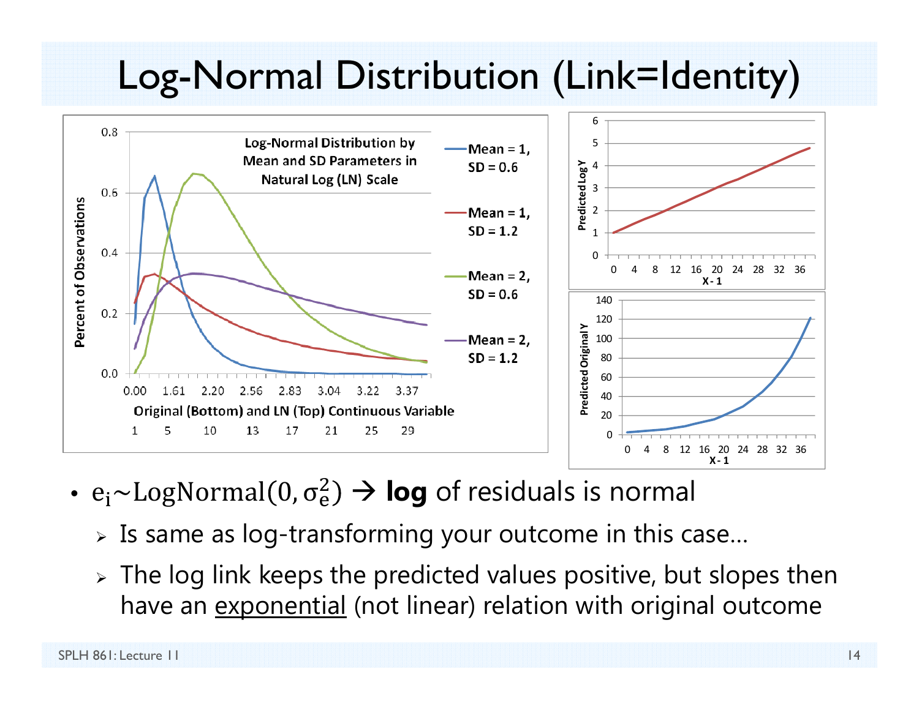# Log-Normal Distribution (Link=Identity)

- $e_i \sim \text{LogNormal}(0, \sigma_e^2)$ → **log** of residuals is normal
  - Is same as log-transforming your outcome in this case…
  - The log link keeps the predicted values positive, but slopes then have an <u>exponential</u> (not linear) relation with original outcome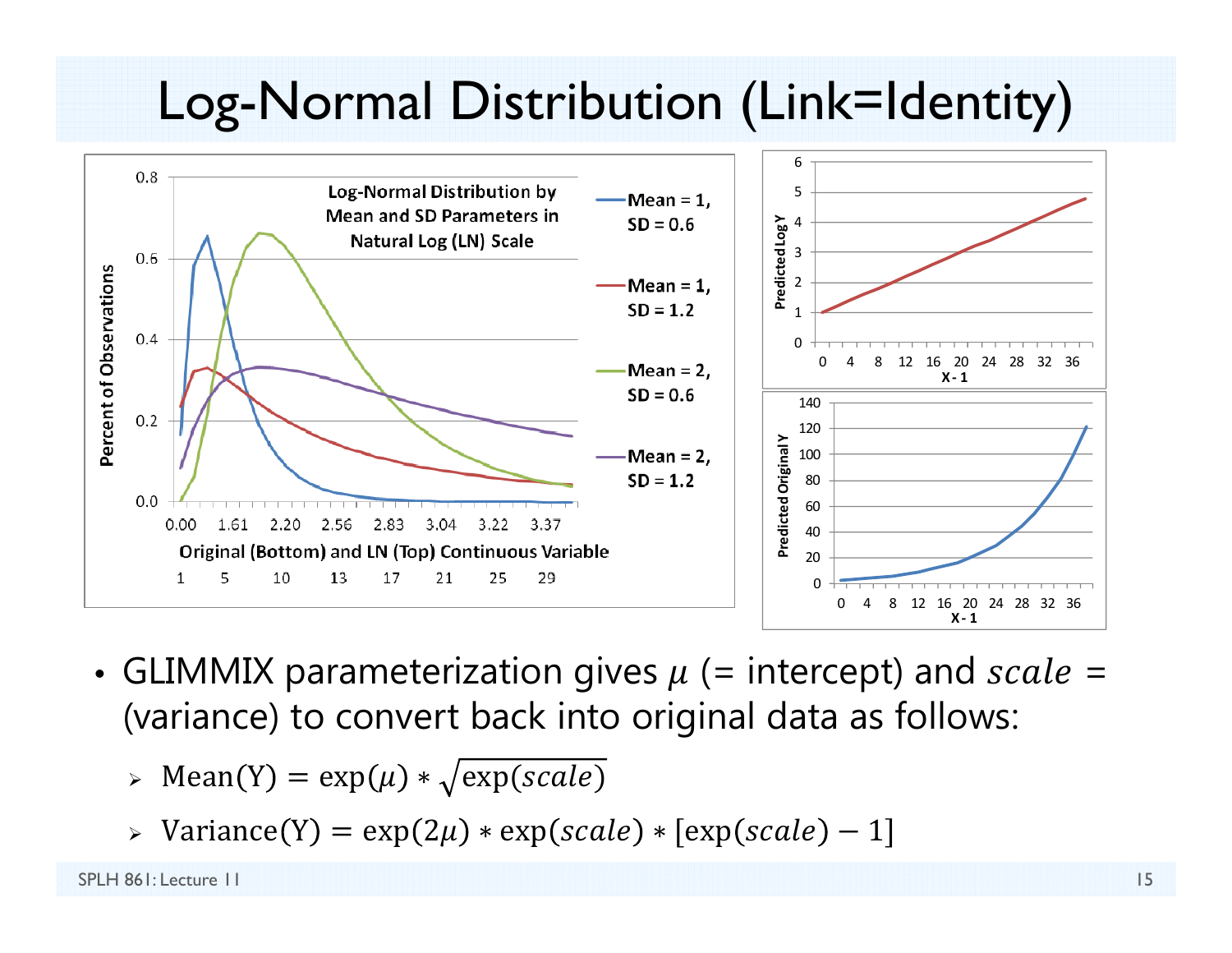# Log-Normal Distribution (Link=Identity)

- GLIMMIX parameterization gives $\mu$ (= intercept) and $scale$ = (variance) to convert back into original data as follows:
  - $\text{Mean(Y)} = \exp(\mu) * \sqrt{\exp(scale)}$
  - $\text{Variance(Y)} = \exp(2\mu) * \exp(scale) * [\exp(scale) - 1]$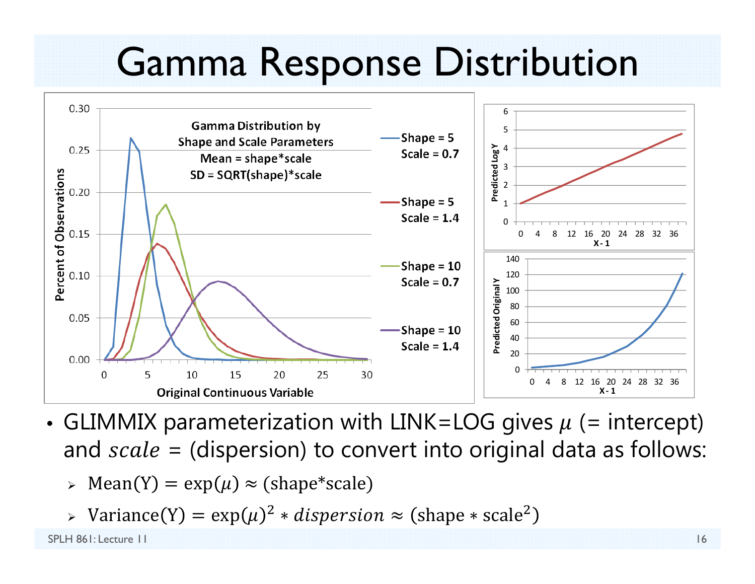# Gamma Response Distribution

- GLIMMIX parameterization with LINK=LOG gives $\mu$ (= intercept) and *scale* = (dispersion) to convert into original data as follows:
  - $\text{Mean(Y)} = \exp(\mu) \approx \text{(shape*scale)}$
  - $\text{Variance(Y)} = \exp(\mu)^2 * dispersion \approx (\text{shape} * \text{scale}^2)$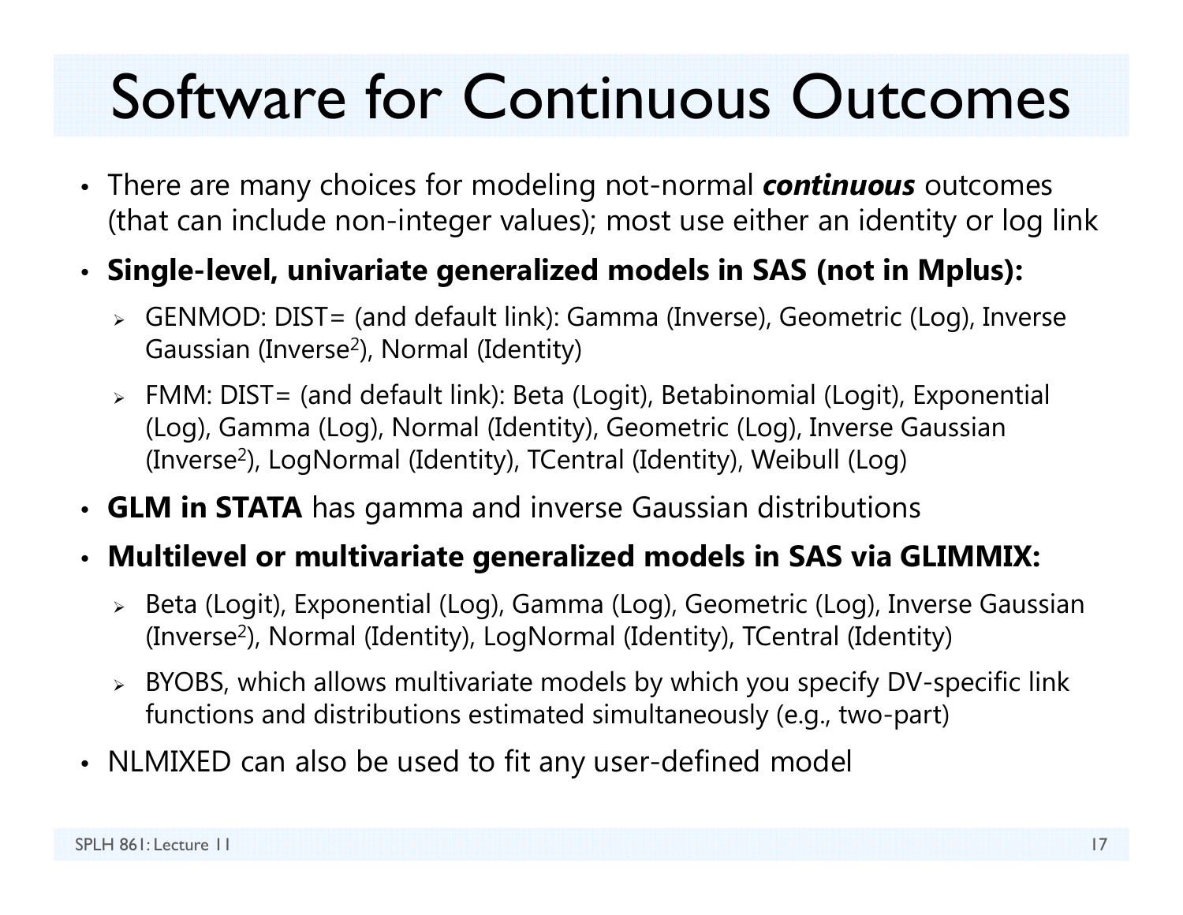# Software for Continuous Outcomes

- There are many choices for modeling not-normal ***continuous*** outcomes (that can include non-integer values); most use either an identity or log link
- **Single-level, univariate generalized models in SAS (not in Mplus):**
  - GENMOD: DIST= (and default link): Gamma (Inverse), Geometric (Log), Inverse Gaussian ($\text{Inverse}^2$), Normal (Identity)
  - FMM: DIST= (and default link): Beta (Logit), Betabinomial (Logit), Exponential (Log), Gamma (Log), Normal (Identity), Geometric (Log), Inverse Gaussian ($\text{Inverse}^2$), LogNormal (Identity), TCentral (Identity), Weibull (Log)
- **GLM in STATA** has gamma and inverse Gaussian distributions
- **Multilevel or multivariate generalized models in SAS via GLIMMIX:**
  - Beta (Logit), Exponential (Log), Gamma (Log), Geometric (Log), Inverse Gaussian ($\text{Inverse}^2$), Normal (Identity), LogNormal (Identity), TCentral (Identity)
  - BYOBS, which allows multivariate models by which you specify DV-specific link functions and distributions estimated simultaneously (e.g., two-part)
- NLMIXED can also be used to fit any user-defined model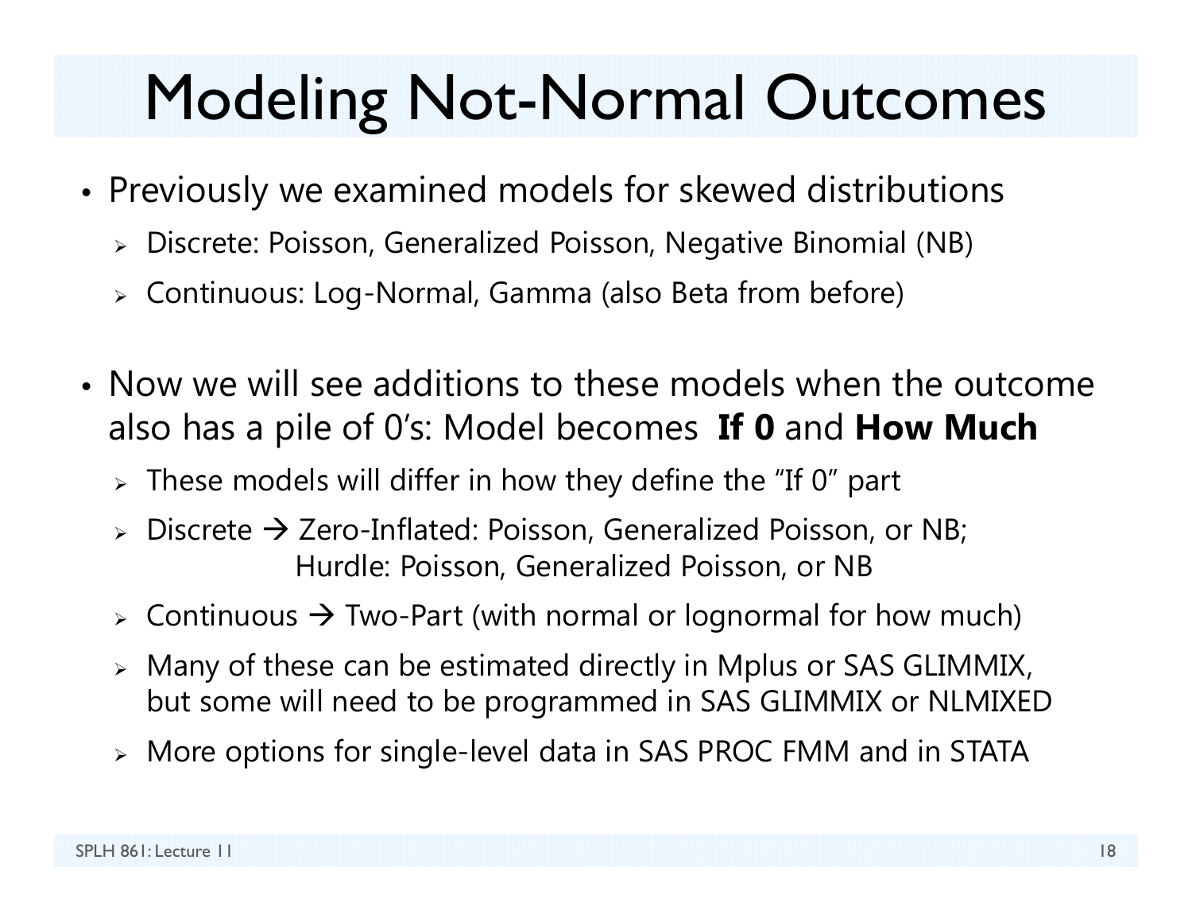# Modeling Not-Normal Outcomes

- Previously we examined models for skewed distributions
  - Discrete: Poisson, Generalized Poisson, Negative Binomial (NB)
  - Continuous: Log-Normal, Gamma (also Beta from before)

- Now we will see additions to these models when the outcome also has a pile of 0's: Model becomes **If 0** and **How Much**
  - These models will differ in how they define the "If 0" part
  - Discrete → Zero-Inflated: Poisson, Generalized Poisson, or NB;
    Hurdle: Poisson, Generalized Poisson, or NB
  - Continuous → Two-Part (with normal or lognormal for how much)
  - Many of these can be estimated directly in Mplus or SAS GLIMMIX, but some will need to be programmed in SAS GLIMMIX or NLMIXED
  - More options for single-level data in SAS PROC FMM and in STATA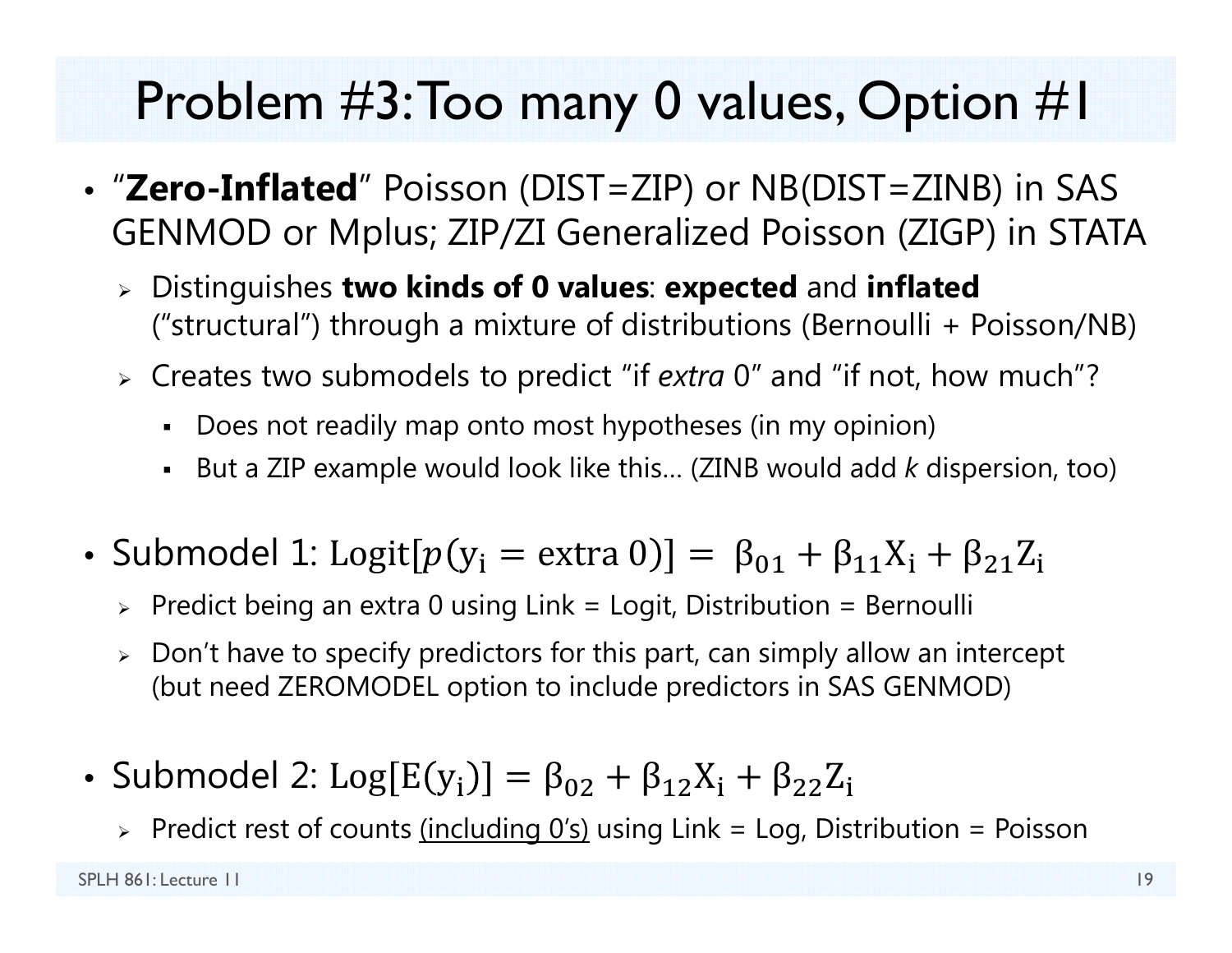# Problem #3: Too many 0 values, Option #1

- "**Zero-Inflated**" Poisson (DIST=ZIP) or NB(DIST=ZINB) in SAS GENMOD or Mplus; ZIP/ZI Generalized Poisson (ZIGP) in STATA
  - Distinguishes **two kinds of 0 values**: **expected** and **inflated** ("structural") through a mixture of distributions (Bernoulli + Poisson/NB)
  - Creates two submodels to predict "if *extra* 0" and "if not, how much"?
    - Does not readily map onto most hypotheses (in my opinion)
    - But a ZIP example would look like this… (ZINB would add *k* dispersion, too)

- Submodel 1: $\text{Logit}[p(\text{y}_\text{i} = \text{extra } 0)] = \beta_{01} + \beta_{11}\text{X}_\text{i} + \beta_{21}\text{Z}_\text{i}$
  - Predict being an extra 0 using Link = Logit, Distribution = Bernoulli
  - Don't have to specify predictors for this part, can simply allow an intercept (but need ZEROMODEL option to include predictors in SAS GENMOD)

- Submodel 2: $\text{Log}[\text{E}(\text{y}_\text{i})] = \beta_{02} + \beta_{12}\text{X}_\text{i} + \beta_{22}\text{Z}_\text{i}$
  - Predict rest of counts <u>(including 0's)</u> using Link = Log, Distribution = Poisson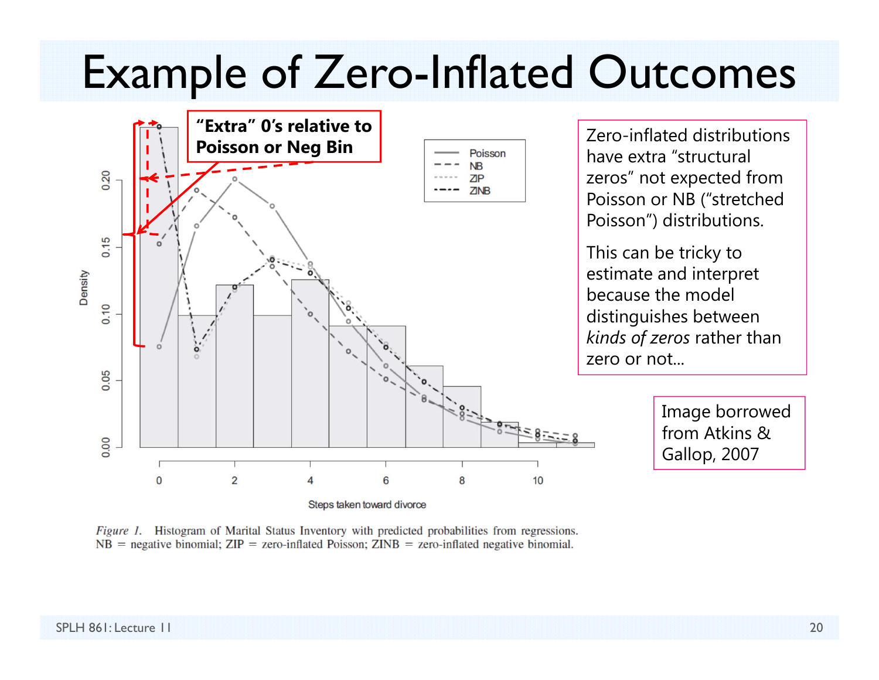# Example of Zero-Inflated Outcomes

"Extra" 0's relative to Poisson or Neg Bin

Figure 1. Histogram of Marital Status Inventory with predicted probabilities from regressions. NB = negative binomial; ZIP = zero-inflated Poisson; ZINB = zero-inflated negative binomial.

Zero-inflated distributions have extra "structural zeros" not expected from Poisson or NB ("stretched Poisson") distributions.

This can be tricky to estimate and interpret because the model distinguishes between *kinds of zeros* rather than zero or not...

Image borrowed from Atkins & Gallop, 2007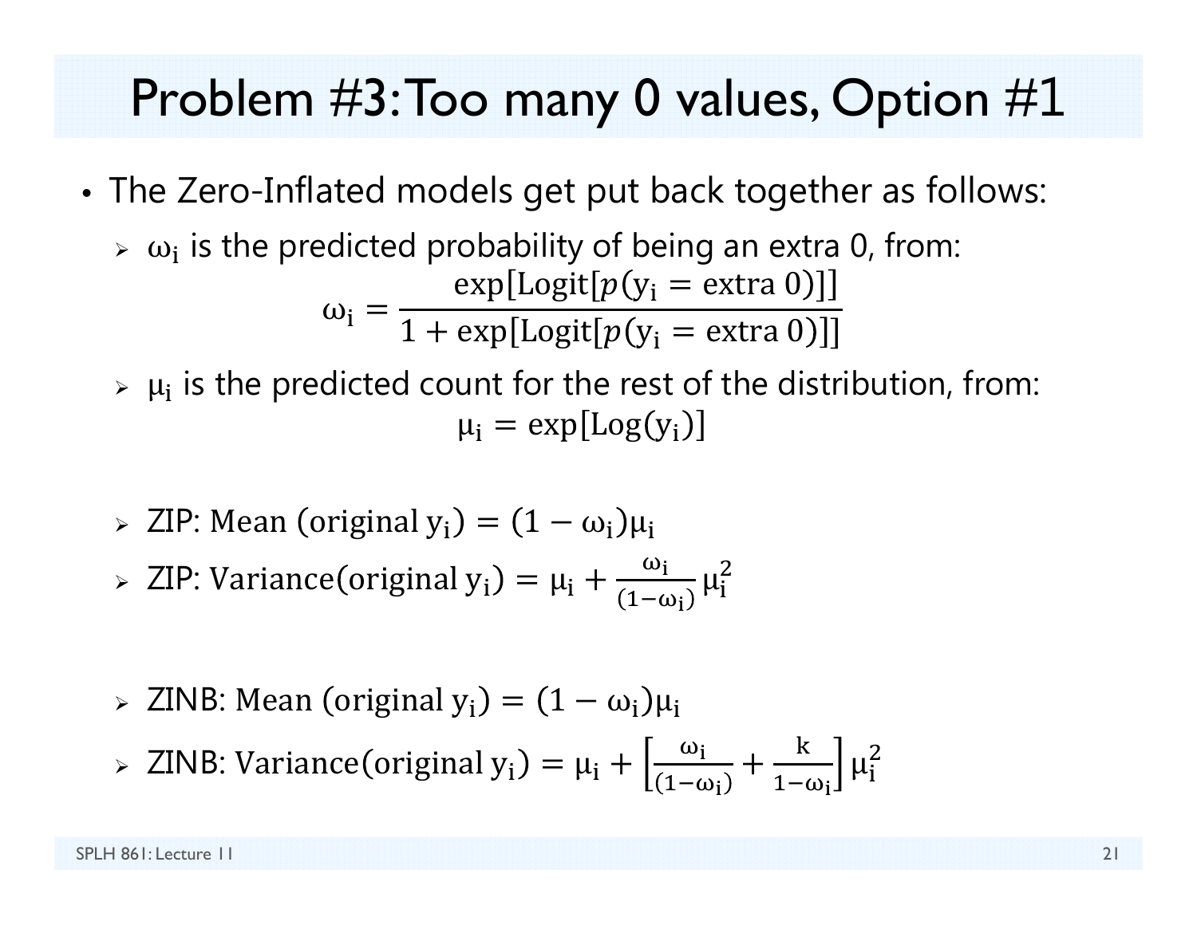# Problem #3: Too many 0 values, Option #1

- The Zero-Inflated models get put back together as follows:
  - $\omega_i$ is the predicted probability of being an extra 0, from:

$$\omega_i = \frac{\exp[\text{Logit}[p(y_i = \text{extra } 0)]]}{1 + \exp[\text{Logit}[p(y_i = \text{extra } 0)]]}$$

  - $\mu_i$ is the predicted count for the rest of the distribution, from:

$$\mu_i = \exp[\text{Log}(y_i)]$$

  - ZIP: $\text{Mean (original } y_i) = (1 - \omega_i)\mu_i$
  - ZIP: $\text{Variance(original } y_i) = \mu_i + \frac{\omega_i}{(1-\omega_i)}\mu_i^2$

  - ZINB: $\text{Mean (original } y_i) = (1 - \omega_i)\mu_i$
  - ZINB: $\text{Variance(original } y_i) = \mu_i + \left[\frac{\omega_i}{(1-\omega_i)} + \frac{k}{1-\omega_i}\right]\mu_i^2$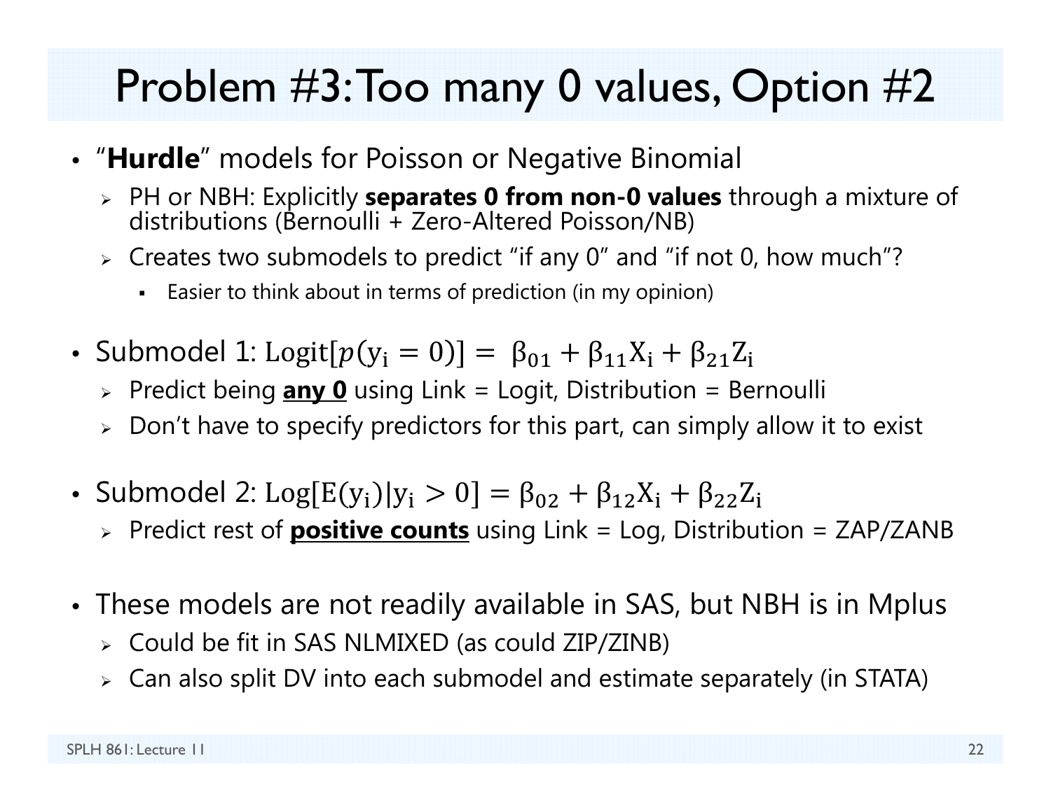# Problem #3: Too many 0 values, Option #2

- "**Hurdle**" models for Poisson or Negative Binomial
  - PH or NBH: Explicitly **separates 0 from non-0 values** through a mixture of distributions (Bernoulli + Zero-Altered Poisson/NB)
  - Creates two submodels to predict "if any 0" and "if not 0, how much"?
    - Easier to think about in terms of prediction (in my opinion)

- Submodel 1: $\text{Logit}[p(y_i = 0)] = \beta_{01} + \beta_{11}X_i + \beta_{21}Z_i$
  - Predict being <u>**any 0**</u> using Link = Logit, Distribution = Bernoulli
  - Don't have to specify predictors for this part, can simply allow it to exist

- Submodel 2: $\text{Log}[E(y_i)|y_i > 0] = \beta_{02} + \beta_{12}X_i + \beta_{22}Z_i$
  - Predict rest of <u>**positive counts**</u> using Link = Log, Distribution = ZAP/ZANB

- These models are not readily available in SAS, but NBH is in Mplus
  - Could be fit in SAS NLMIXED (as could ZIP/ZINB)
  - Can also split DV into each submodel and estimate separately (in STATA)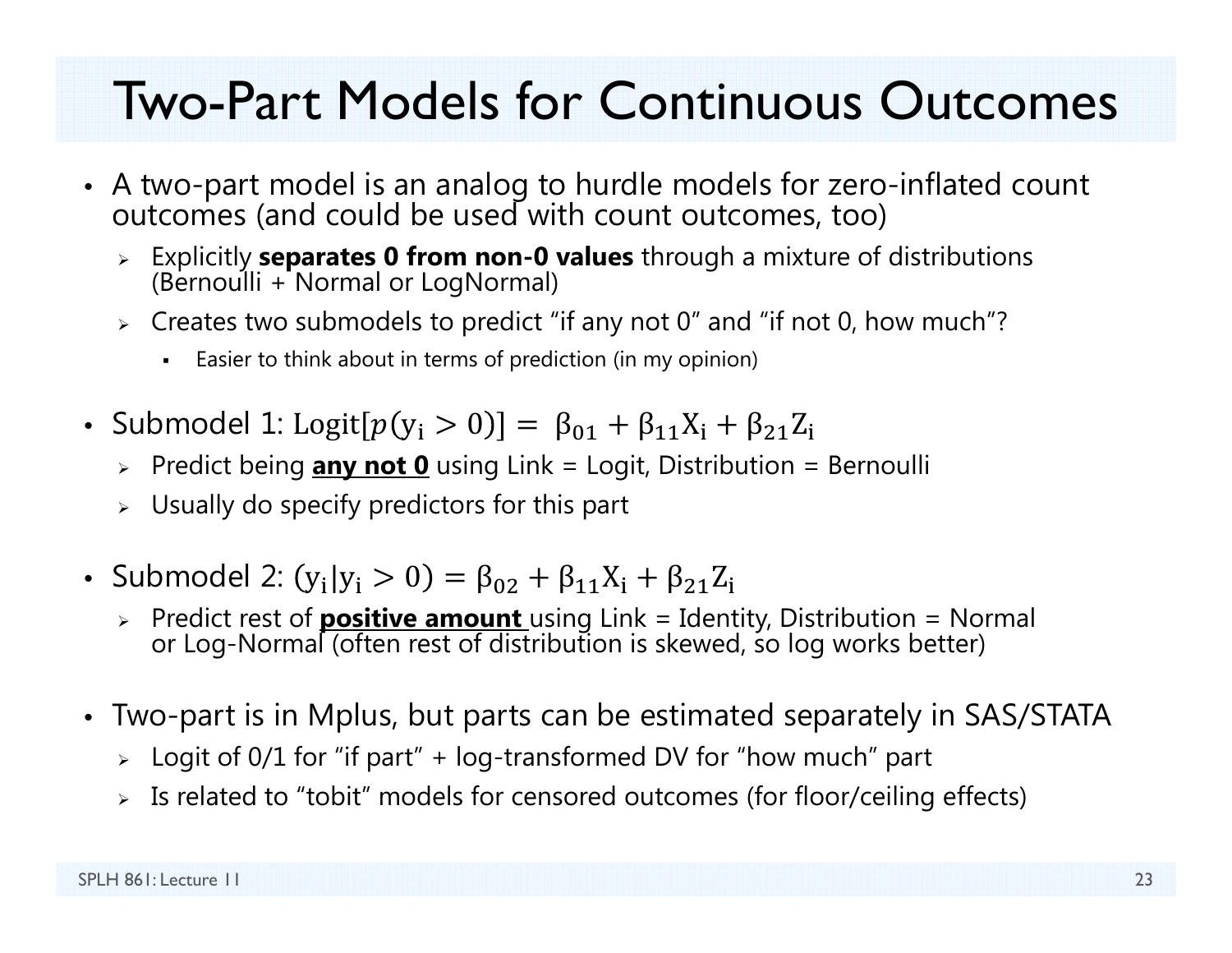# Two-Part Models for Continuous Outcomes

- A two-part model is an analog to hurdle models for zero-inflated count outcomes (and could be used with count outcomes, too)
  - Explicitly **separates 0 from non-0 values** through a mixture of distributions (Bernoulli + Normal or LogNormal)
  - Creates two submodels to predict "if any not 0" and "if not 0, how much"?
    - Easier to think about in terms of prediction (in my opinion)

- Submodel 1: $\text{Logit}[p(y_i > 0)] = \beta_{01} + \beta_{11}X_i + \beta_{21}Z_i$
  - Predict being **any not 0** using Link = Logit, Distribution = Bernoulli
  - Usually do specify predictors for this part

- Submodel 2: $(y_i | y_i > 0) = \beta_{02} + \beta_{11}X_i + \beta_{21}Z_i$
  - Predict rest of **positive amount** using Link = Identity, Distribution = Normal or Log-Normal (often rest of distribution is skewed, so log works better)

- Two-part is in Mplus, but parts can be estimated separately in SAS/STATA
  - Logit of 0/1 for "if part" + log-transformed DV for "how much" part
  - Is related to "tobit" models for censored outcomes (for floor/ceiling effects)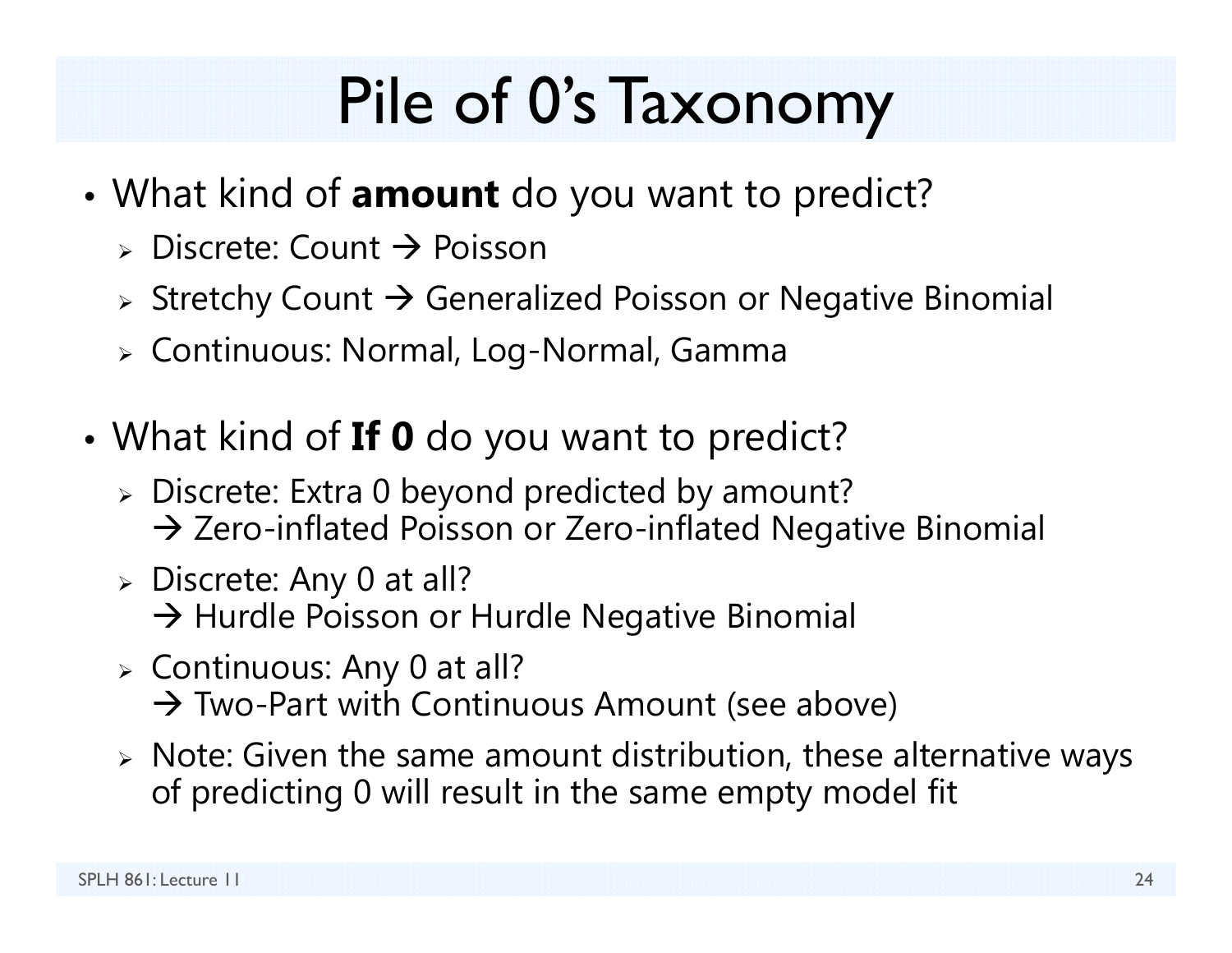# Pile of 0's Taxonomy

- What kind of **amount** do you want to predict?
  - Discrete: Count → Poisson
  - Stretchy Count → Generalized Poisson or Negative Binomial
  - Continuous: Normal, Log-Normal, Gamma

- What kind of **If 0** do you want to predict?
  - Discrete: Extra 0 beyond predicted by amount?
    → Zero-inflated Poisson or Zero-inflated Negative Binomial
  - Discrete: Any 0 at all?
    → Hurdle Poisson or Hurdle Negative Binomial
  - Continuous: Any 0 at all?
    → Two-Part with Continuous Amount (see above)
  - Note: Given the same amount distribution, these alternative ways of predicting 0 will result in the same empty model fit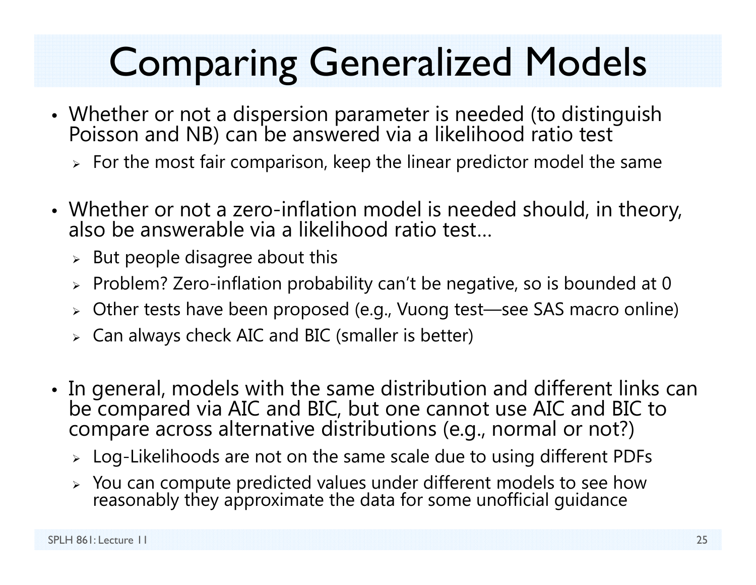# Comparing Generalized Models

- Whether or not a dispersion parameter is needed (to distinguish Poisson and NB) can be answered via a likelihood ratio test
  - For the most fair comparison, keep the linear predictor model the same
- Whether or not a zero-inflation model is needed should, in theory, also be answerable via a likelihood ratio test…
  - But people disagree about this
  - Problem? Zero-inflation probability can't be negative, so is bounded at 0
  - Other tests have been proposed (e.g., Vuong test—see SAS macro online)
  - Can always check AIC and BIC (smaller is better)
- In general, models with the same distribution and different links can be compared via AIC and BIC, but one cannot use AIC and BIC to compare across alternative distributions (e.g., normal or not?)
  - Log-Likelihoods are not on the same scale due to using different PDFs
  - You can compute predicted values under different models to see how reasonably they approximate the data for some unofficial guidance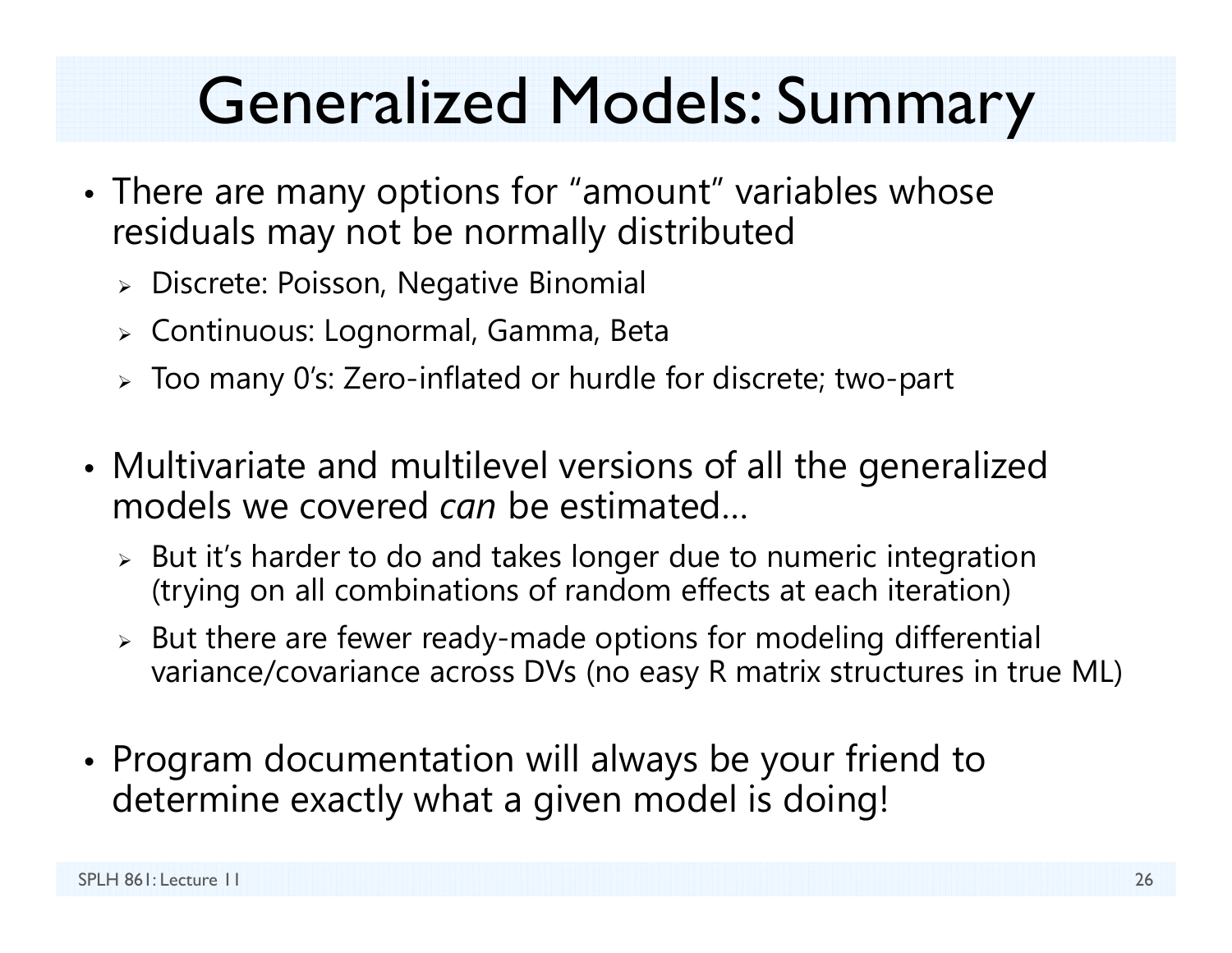# Generalized Models: Summary

- There are many options for "amount" variables whose residuals may not be normally distributed
  - Discrete: Poisson, Negative Binomial
  - Continuous: Lognormal, Gamma, Beta
  - Too many 0's: Zero-inflated or hurdle for discrete; two-part
- Multivariate and multilevel versions of all the generalized models we covered *can* be estimated…
  - But it's harder to do and takes longer due to numeric integration (trying on all combinations of random effects at each iteration)
  - But there are fewer ready-made options for modeling differential variance/covariance across DVs (no easy R matrix structures in true ML)
- Program documentation will always be your friend to determine exactly what a given model is doing!